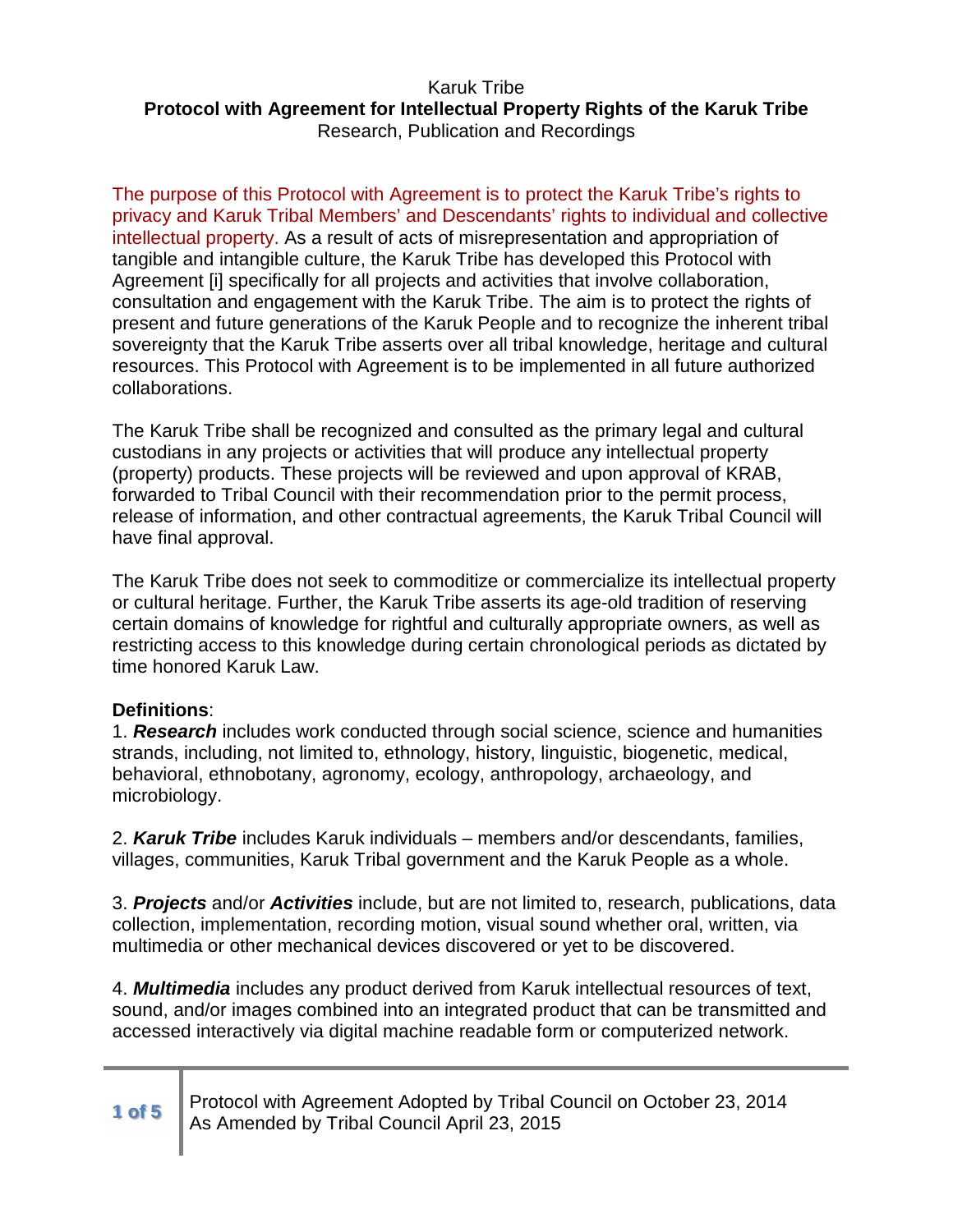Karuk Tribe

**Protocol with Agreement for Intellectual Property Rights of the Karuk Tribe**

Research, Publication and Recordings

The purpose of this Protocol with Agreement is to protect the Karuk Tribe's rights to privacy and Karuk Tribal Members' and Descendants' rights to individual and collective intellectual property. As a result of acts of misrepresentation and appropriation of tangible and intangible culture, the Karuk Tribe has developed this Protocol with Agreement [i] specifically for all projects and activities that involve collaboration, consultation and engagement with the Karuk Tribe. The aim is to protect the rights of present and future generations of the Karuk People and to recognize the inherent tribal sovereignty that the Karuk Tribe asserts over all tribal knowledge, heritage and cultural resources. This Protocol with Agreement is to be implemented in all future authorized collaborations.

The Karuk Tribe shall be recognized and consulted as the primary legal and cultural custodians in any projects or activities that will produce any intellectual property (property) products. These projects will be reviewed and upon approval of KRAB, forwarded to Tribal Council with their recommendation prior to the permit process, release of information, and other contractual agreements, the Karuk Tribal Council will have final approval.

The Karuk Tribe does not seek to commoditize or commercialize its intellectual property or cultural heritage. Further, the Karuk Tribe asserts its age-old tradition of reserving certain domains of knowledge for rightful and culturally appropriate owners, as well as restricting access to this knowledge during certain chronological periods as dictated by time honored Karuk Law.

**Definitions**:

1. ***Research*** includes work conducted through social science, science and humanities strands, including, not limited to, ethnology, history, linguistic, biogenetic, medical, behavioral, ethnobotany, agronomy, ecology, anthropology, archaeology, and microbiology.

2. ***Karuk Tribe*** includes Karuk individuals – members and/or descendants, families, villages, communities, Karuk Tribal government and the Karuk People as a whole.

3. ***Projects*** and/or ***Activities*** include, but are not limited to, research, publications, data collection, implementation, recording motion, visual sound whether oral, written, via multimedia or other mechanical devices discovered or yet to be discovered.

4. ***Multimedia*** includes any product derived from Karuk intellectual resources of text, sound, and/or images combined into an integrated product that can be transmitted and accessed interactively via digital machine readable form or computerized network.

Protocol with Agreement Adopted by Tribal Council on October 23, 2014
As Amended by Tribal Council April 23, 2015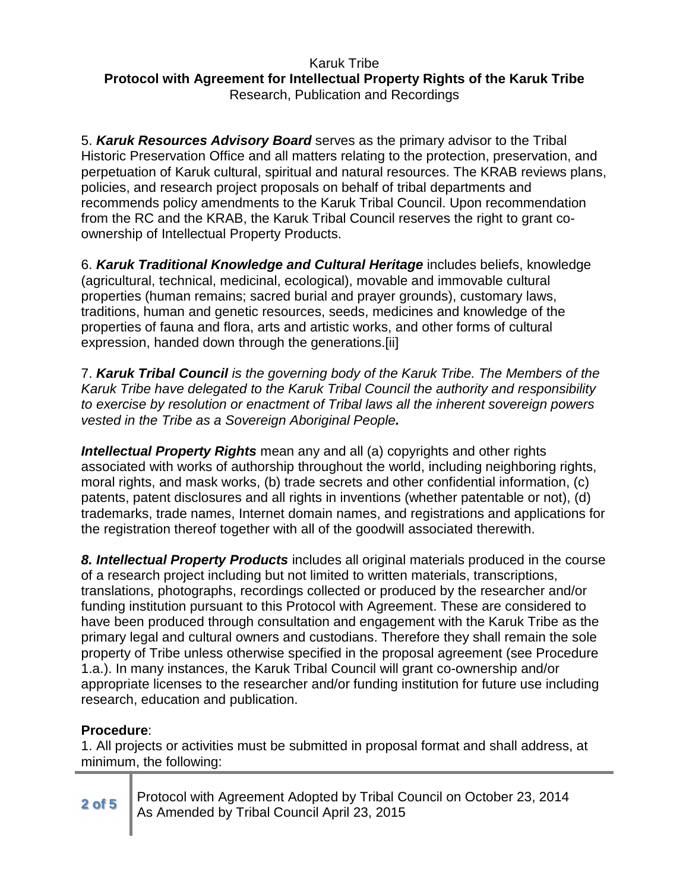5. ***Karuk Resources Advisory Board*** serves as the primary advisor to the Tribal Historic Preservation Office and all matters relating to the protection, preservation, and perpetuation of Karuk cultural, spiritual and natural resources. The KRAB reviews plans, policies, and research project proposals on behalf of tribal departments and recommends policy amendments to the Karuk Tribal Council. Upon recommendation from the RC and the KRAB, the Karuk Tribal Council reserves the right to grant co-ownership of Intellectual Property Products.

6. ***Karuk Traditional Knowledge and Cultural Heritage*** includes beliefs, knowledge (agricultural, technical, medicinal, ecological), movable and immovable cultural properties (human remains; sacred burial and prayer grounds), customary laws, traditions, human and genetic resources, seeds, medicines and knowledge of the properties of fauna and flora, arts and artistic works, and other forms of cultural expression, handed down through the generations.[ii]

7. ***Karuk Tribal Council*** *is the governing body of the Karuk Tribe. The Members of the Karuk Tribe have delegated to the Karuk Tribal Council the authority and responsibility to exercise by resolution or enactment of Tribal laws all the inherent sovereign powers vested in the Tribe as a Sovereign Aboriginal People.*

***Intellectual Property Rights*** mean any and all (a) copyrights and other rights associated with works of authorship throughout the world, including neighboring rights, moral rights, and mask works, (b) trade secrets and other confidential information, (c) patents, patent disclosures and all rights in inventions (whether patentable or not), (d) trademarks, trade names, Internet domain names, and registrations and applications for the registration thereof together with all of the goodwill associated therewith.

***8. Intellectual Property Products*** includes all original materials produced in the course of a research project including but not limited to written materials, transcriptions, translations, photographs, recordings collected or produced by the researcher and/or funding institution pursuant to this Protocol with Agreement. These are considered to have been produced through consultation and engagement with the Karuk Tribe as the primary legal and cultural owners and custodians. Therefore they shall remain the sole property of Tribe unless otherwise specified in the proposal agreement (see Procedure 1.a.). In many instances, the Karuk Tribal Council will grant co-ownership and/or appropriate licenses to the researcher and/or funding institution for future use including research, education and publication.

**Procedure**:

1. All projects or activities must be submitted in proposal format and shall address, at minimum, the following: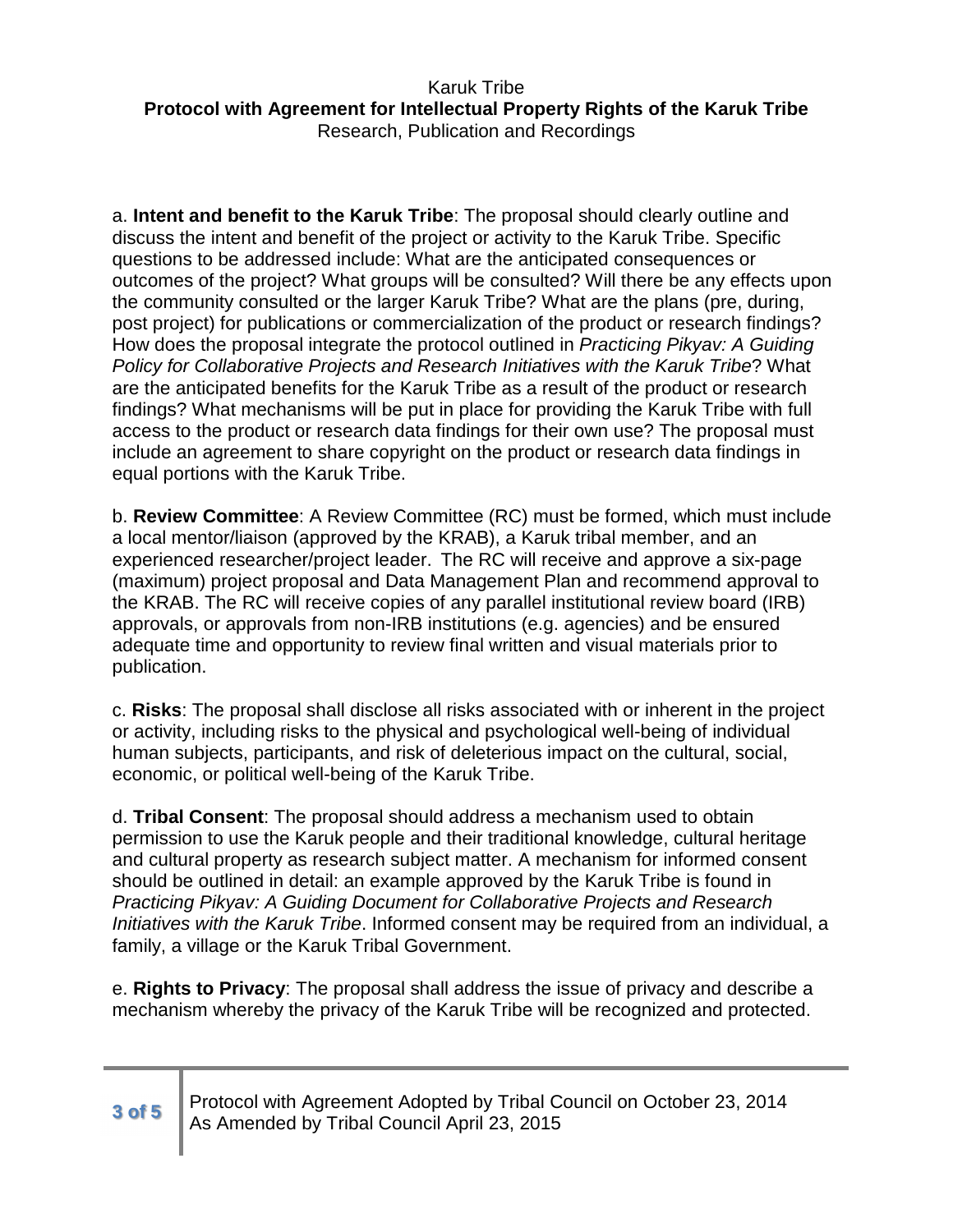a. **Intent and benefit to the Karuk Tribe**: The proposal should clearly outline and discuss the intent and benefit of the project or activity to the Karuk Tribe. Specific questions to be addressed include: What are the anticipated consequences or outcomes of the project? What groups will be consulted? Will there be any effects upon the community consulted or the larger Karuk Tribe? What are the plans (pre, during, post project) for publications or commercialization of the product or research findings? How does the proposal integrate the protocol outlined in *Practicing Pikyav: A Guiding Policy for Collaborative Projects and Research Initiatives with the Karuk Tribe*? What are the anticipated benefits for the Karuk Tribe as a result of the product or research findings? What mechanisms will be put in place for providing the Karuk Tribe with full access to the product or research data findings for their own use? The proposal must include an agreement to share copyright on the product or research data findings in equal portions with the Karuk Tribe.

b. **Review Committee**: A Review Committee (RC) must be formed, which must include a local mentor/liaison (approved by the KRAB), a Karuk tribal member, and an experienced researcher/project leader. The RC will receive and approve a six-page (maximum) project proposal and Data Management Plan and recommend approval to the KRAB. The RC will receive copies of any parallel institutional review board (IRB) approvals, or approvals from non-IRB institutions (e.g. agencies) and be ensured adequate time and opportunity to review final written and visual materials prior to publication.

c. **Risks**: The proposal shall disclose all risks associated with or inherent in the project or activity, including risks to the physical and psychological well-being of individual human subjects, participants, and risk of deleterious impact on the cultural, social, economic, or political well-being of the Karuk Tribe.

d. **Tribal Consent**: The proposal should address a mechanism used to obtain permission to use the Karuk people and their traditional knowledge, cultural heritage and cultural property as research subject matter. A mechanism for informed consent should be outlined in detail: an example approved by the Karuk Tribe is found in *Practicing Pikyav: A Guiding Document for Collaborative Projects and Research Initiatives with the Karuk Tribe*. Informed consent may be required from an individual, a family, a village or the Karuk Tribal Government.

e. **Rights to Privacy**: The proposal shall address the issue of privacy and describe a mechanism whereby the privacy of the Karuk Tribe will be recognized and protected.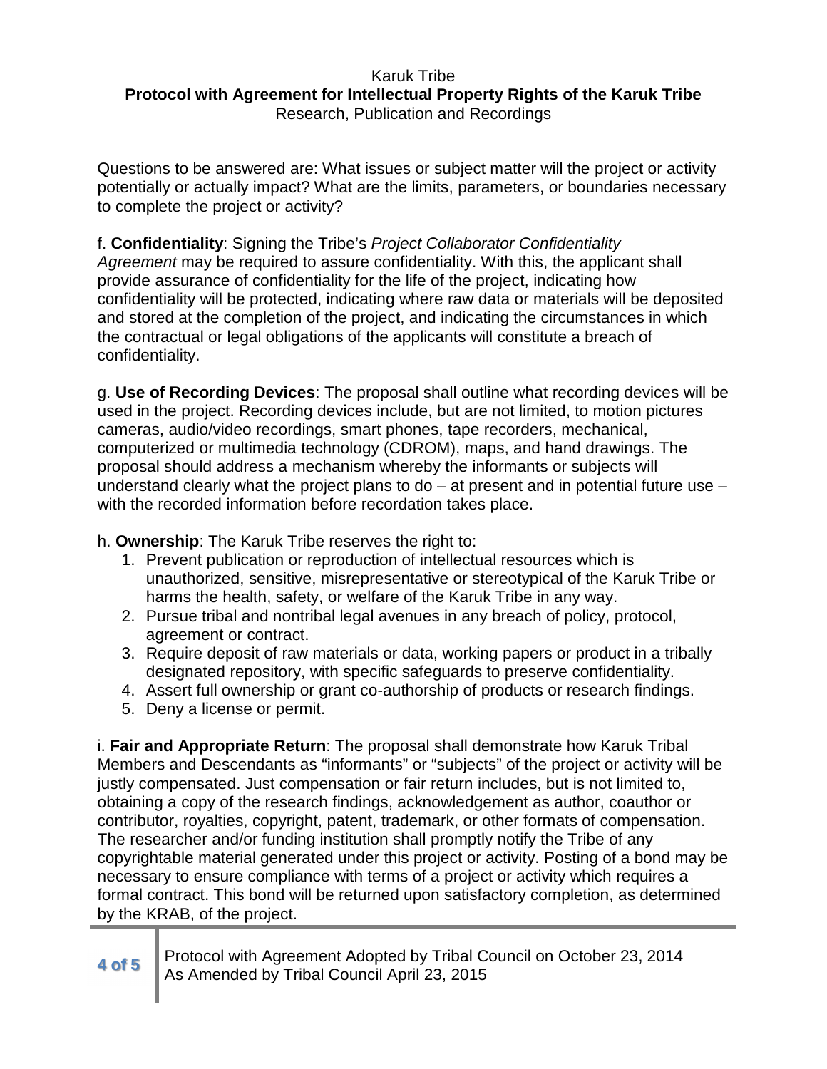Questions to be answered are: What issues or subject matter will the project or activity potentially or actually impact? What are the limits, parameters, or boundaries necessary to complete the project or activity?

f. **Confidentiality**: Signing the Tribe's *Project Collaborator Confidentiality Agreement* may be required to assure confidentiality. With this, the applicant shall provide assurance of confidentiality for the life of the project, indicating how confidentiality will be protected, indicating where raw data or materials will be deposited and stored at the completion of the project, and indicating the circumstances in which the contractual or legal obligations of the applicants will constitute a breach of confidentiality.

g. **Use of Recording Devices**: The proposal shall outline what recording devices will be used in the project. Recording devices include, but are not limited, to motion pictures cameras, audio/video recordings, smart phones, tape recorders, mechanical, computerized or multimedia technology (CDROM), maps, and hand drawings. The proposal should address a mechanism whereby the informants or subjects will understand clearly what the project plans to do – at present and in potential future use – with the recorded information before recordation takes place.

h. **Ownership**: The Karuk Tribe reserves the right to:

1. Prevent publication or reproduction of intellectual resources which is unauthorized, sensitive, misrepresentative or stereotypical of the Karuk Tribe or harms the health, safety, or welfare of the Karuk Tribe in any way.
2. Pursue tribal and nontribal legal avenues in any breach of policy, protocol, agreement or contract.
3. Require deposit of raw materials or data, working papers or product in a tribally designated repository, with specific safeguards to preserve confidentiality.
4. Assert full ownership or grant co-authorship of products or research findings.
5. Deny a license or permit.

i. **Fair and Appropriate Return**: The proposal shall demonstrate how Karuk Tribal Members and Descendants as "informants" or "subjects" of the project or activity will be justly compensated. Just compensation or fair return includes, but is not limited to, obtaining a copy of the research findings, acknowledgement as author, coauthor or contributor, royalties, copyright, patent, trademark, or other formats of compensation. The researcher and/or funding institution shall promptly notify the Tribe of any copyrightable material generated under this project or activity. Posting of a bond may be necessary to ensure compliance with terms of a project or activity which requires a formal contract. This bond will be returned upon satisfactory completion, as determined by the KRAB, of the project.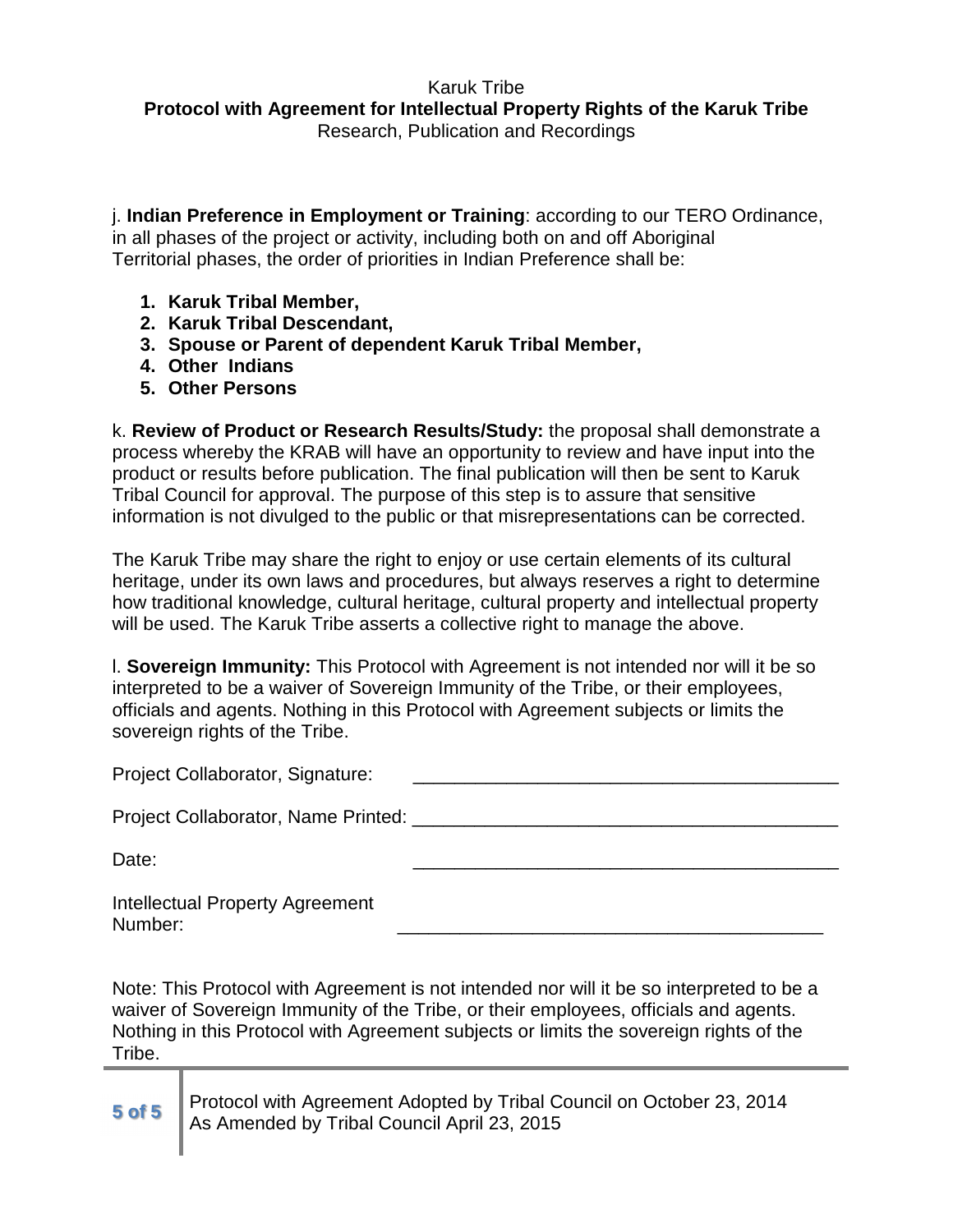j. **Indian Preference in Employment or Training**: according to our TERO Ordinance, in all phases of the project or activity, including both on and off Aboriginal Territorial phases, the order of priorities in Indian Preference shall be:

1. **Karuk Tribal Member,**
2. **Karuk Tribal Descendant,**
3. **Spouse or Parent of dependent Karuk Tribal Member,**
4. **Other Indians**
5. **Other Persons**

k. **Review of Product or Research Results/Study:** the proposal shall demonstrate a process whereby the KRAB will have an opportunity to review and have input into the product or results before publication. The final publication will then be sent to Karuk Tribal Council for approval. The purpose of this step is to assure that sensitive information is not divulged to the public or that misrepresentations can be corrected.

The Karuk Tribe may share the right to enjoy or use certain elements of its cultural heritage, under its own laws and procedures, but always reserves a right to determine how traditional knowledge, cultural heritage, cultural property and intellectual property will be used. The Karuk Tribe asserts a collective right to manage the above.

l. **Sovereign Immunity:** This Protocol with Agreement is not intended nor will it be so interpreted to be a waiver of Sovereign Immunity of the Tribe, or their employees, officials and agents. Nothing in this Protocol with Agreement subjects or limits the sovereign rights of the Tribe.

Project Collaborator, Signature: ___________________________________________

Project Collaborator, Name Printed: ___________________________________________

Date: ___________________________________________

Intellectual Property Agreement Number: ___________________________________________

Note: This Protocol with Agreement is not intended nor will it be so interpreted to be a waiver of Sovereign Immunity of the Tribe, or their employees, officials and agents. Nothing in this Protocol with Agreement subjects or limits the sovereign rights of the Tribe.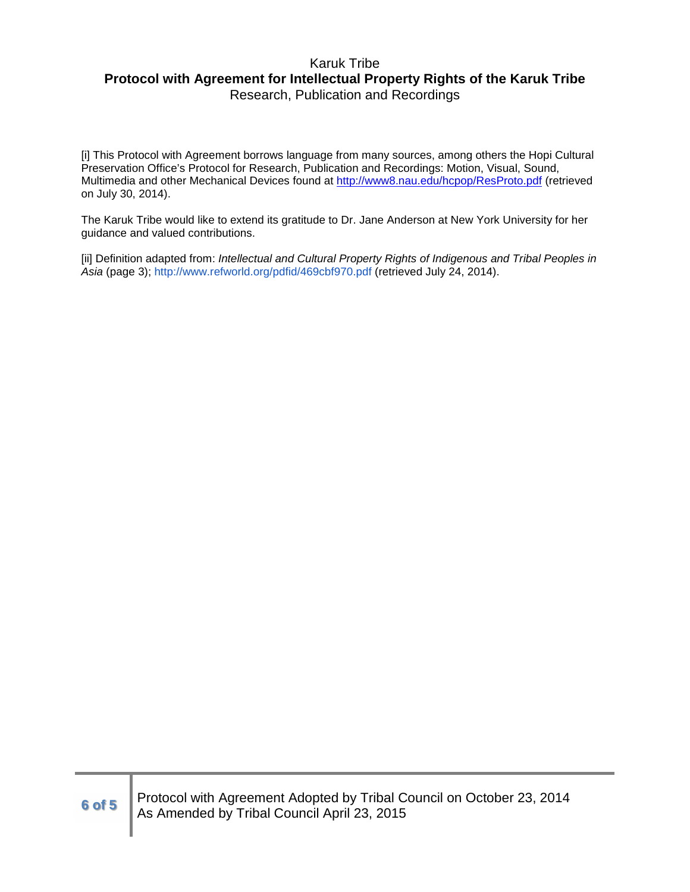[i] This Protocol with Agreement borrows language from many sources, among others the Hopi Cultural Preservation Office's Protocol for Research, Publication and Recordings: Motion, Visual, Sound, Multimedia and other Mechanical Devices found at http://www8.nau.edu/hcpop/ResProto.pdf (retrieved on July 30, 2014).

The Karuk Tribe would like to extend its gratitude to Dr. Jane Anderson at New York University for her guidance and valued contributions.

[ii] Definition adapted from: *Intellectual and Cultural Property Rights of Indigenous and Tribal Peoples in Asia* (page 3); http://www.refworld.org/pdfid/469cbf970.pdf (retrieved July 24, 2014).